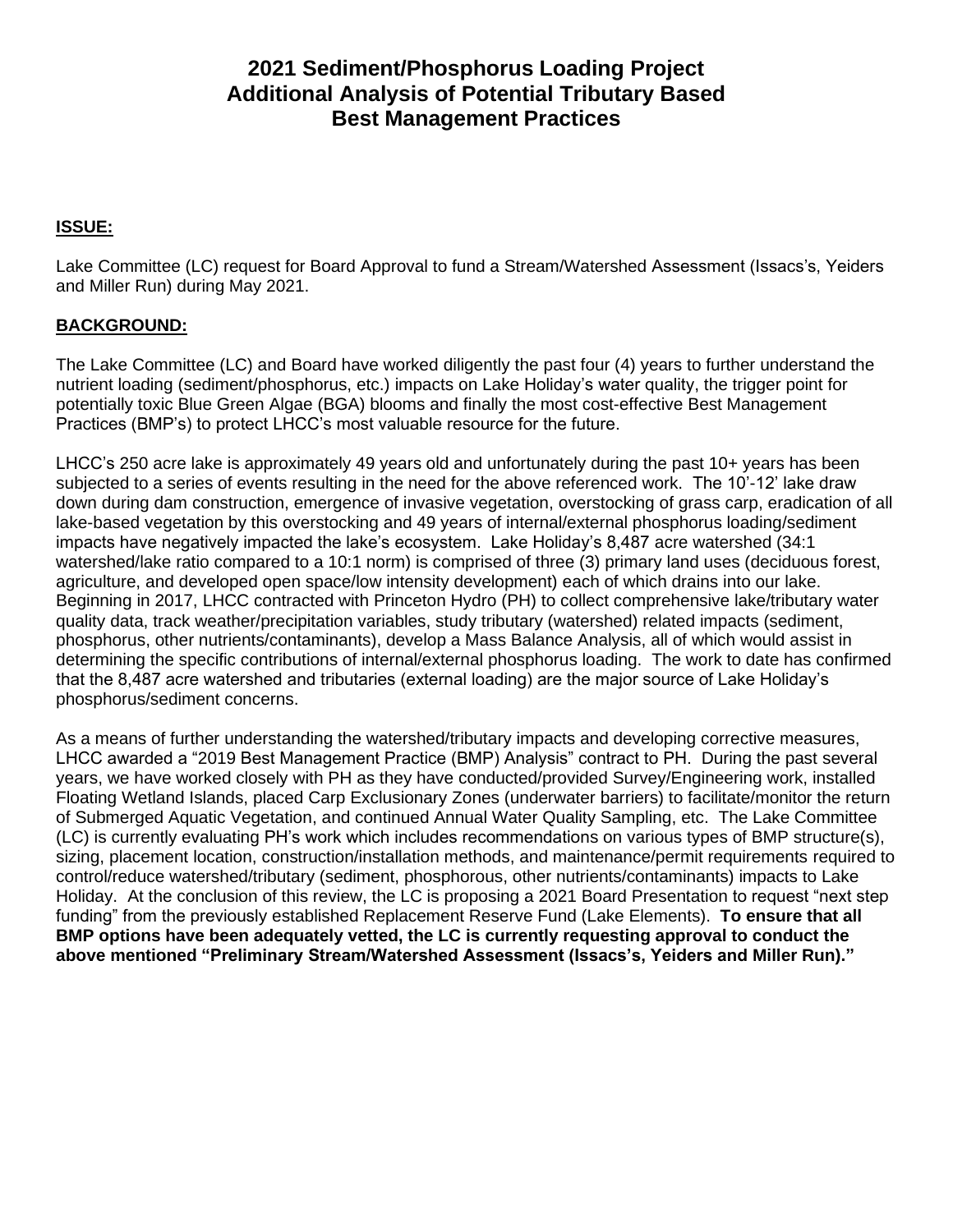# 2021 Sediment/Phosphorus Loading Project
# Additional Analysis of Potential Tributary Based
# Best Management Practices

**ISSUE:**

Lake Committee (LC) request for Board Approval to fund a Stream/Watershed Assessment (Issacs's, Yeiders and Miller Run) during May 2021.

**BACKGROUND:**

The Lake Committee (LC) and Board have worked diligently the past four (4) years to further understand the nutrient loading (sediment/phosphorus, etc.) impacts on Lake Holiday's water quality, the trigger point for potentially toxic Blue Green Algae (BGA) blooms and finally the most cost-effective Best Management Practices (BMP's) to protect LHCC's most valuable resource for the future.

LHCC's 250 acre lake is approximately 49 years old and unfortunately during the past 10+ years has been subjected to a series of events resulting in the need for the above referenced work. The 10'-12' lake draw down during dam construction, emergence of invasive vegetation, overstocking of grass carp, eradication of all lake-based vegetation by this overstocking and 49 years of internal/external phosphorus loading/sediment impacts have negatively impacted the lake's ecosystem. Lake Holiday's 8,487 acre watershed (34:1 watershed/lake ratio compared to a 10:1 norm) is comprised of three (3) primary land uses (deciduous forest, agriculture, and developed open space/low intensity development) each of which drains into our lake. Beginning in 2017, LHCC contracted with Princeton Hydro (PH) to collect comprehensive lake/tributary water quality data, track weather/precipitation variables, study tributary (watershed) related impacts (sediment, phosphorus, other nutrients/contaminants), develop a Mass Balance Analysis, all of which would assist in determining the specific contributions of internal/external phosphorus loading. The work to date has confirmed that the 8,487 acre watershed and tributaries (external loading) are the major source of Lake Holiday's phosphorus/sediment concerns.

As a means of further understanding the watershed/tributary impacts and developing corrective measures, LHCC awarded a "2019 Best Management Practice (BMP) Analysis" contract to PH. During the past several years, we have worked closely with PH as they have conducted/provided Survey/Engineering work, installed Floating Wetland Islands, placed Carp Exclusionary Zones (underwater barriers) to facilitate/monitor the return of Submerged Aquatic Vegetation, and continued Annual Water Quality Sampling, etc. The Lake Committee (LC) is currently evaluating PH's work which includes recommendations on various types of BMP structure(s), sizing, placement location, construction/installation methods, and maintenance/permit requirements required to control/reduce watershed/tributary (sediment, phosphorous, other nutrients/contaminants) impacts to Lake Holiday. At the conclusion of this review, the LC is proposing a 2021 Board Presentation to request "next step funding" from the previously established Replacement Reserve Fund (Lake Elements). **To ensure that all BMP options have been adequately vetted, the LC is currently requesting approval to conduct the above mentioned "Preliminary Stream/Watershed Assessment (Issacs's, Yeiders and Miller Run)."**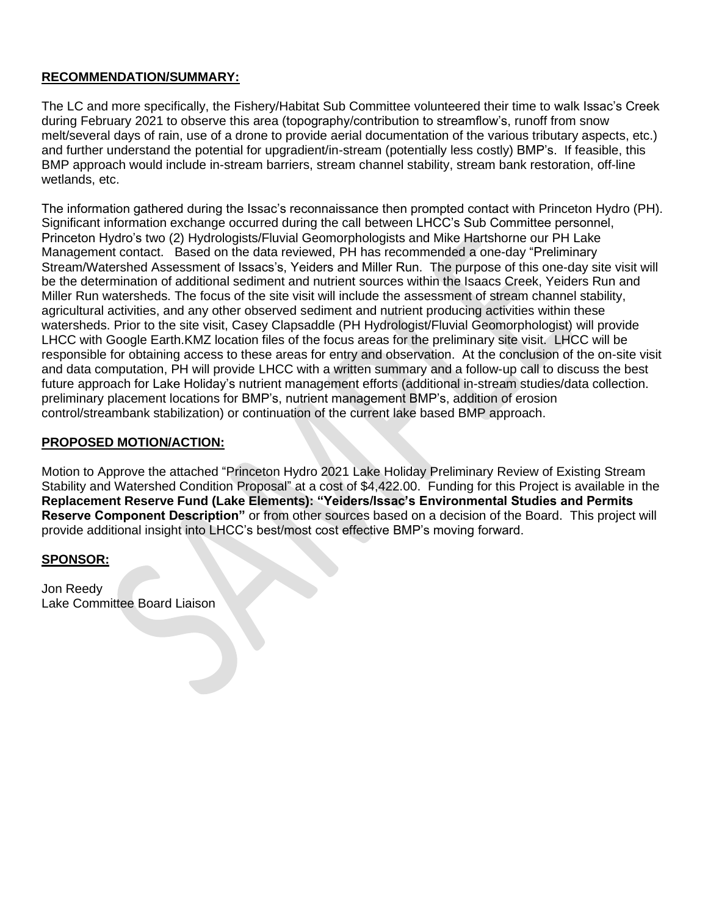**RECOMMENDATION/SUMMARY:**

The LC and more specifically, the Fishery/Habitat Sub Committee volunteered their time to walk Issac's Creek during February 2021 to observe this area (topography/contribution to streamflow's, runoff from snow melt/several days of rain, use of a drone to provide aerial documentation of the various tributary aspects, etc.) and further understand the potential for upgradient/in-stream (potentially less costly) BMP's. If feasible, this BMP approach would include in-stream barriers, stream channel stability, stream bank restoration, off-line wetlands, etc.

The information gathered during the Issac's reconnaissance then prompted contact with Princeton Hydro (PH). Significant information exchange occurred during the call between LHCC's Sub Committee personnel, Princeton Hydro's two (2) Hydrologists/Fluvial Geomorphologists and Mike Hartshorne our PH Lake Management contact. Based on the data reviewed, PH has recommended a one-day "Preliminary Stream/Watershed Assessment of Issacs's, Yeiders and Miller Run. The purpose of this one-day site visit will be the determination of additional sediment and nutrient sources within the Isaacs Creek, Yeiders Run and Miller Run watersheds. The focus of the site visit will include the assessment of stream channel stability, agricultural activities, and any other observed sediment and nutrient producing activities within these watersheds. Prior to the site visit, Casey Clapsaddle (PH Hydrologist/Fluvial Geomorphologist) will provide LHCC with Google Earth.KMZ location files of the focus areas for the preliminary site visit. LHCC will be responsible for obtaining access to these areas for entry and observation. At the conclusion of the on-site visit and data computation, PH will provide LHCC with a written summary and a follow-up call to discuss the best future approach for Lake Holiday's nutrient management efforts (additional in-stream studies/data collection. preliminary placement locations for BMP's, nutrient management BMP's, addition of erosion control/streambank stabilization) or continuation of the current lake based BMP approach.

**PROPOSED MOTION/ACTION:**

Motion to Approve the attached "Princeton Hydro 2021 Lake Holiday Preliminary Review of Existing Stream Stability and Watershed Condition Proposal" at a cost of $4,422.00. Funding for this Project is available in the **Replacement Reserve Fund (Lake Elements): "Yeiders/Issac's Environmental Studies and Permits Reserve Component Description"** or from other sources based on a decision of the Board. This project will provide additional insight into LHCC's best/most cost effective BMP's moving forward.

**SPONSOR:**

Jon Reedy
Lake Committee Board Liaison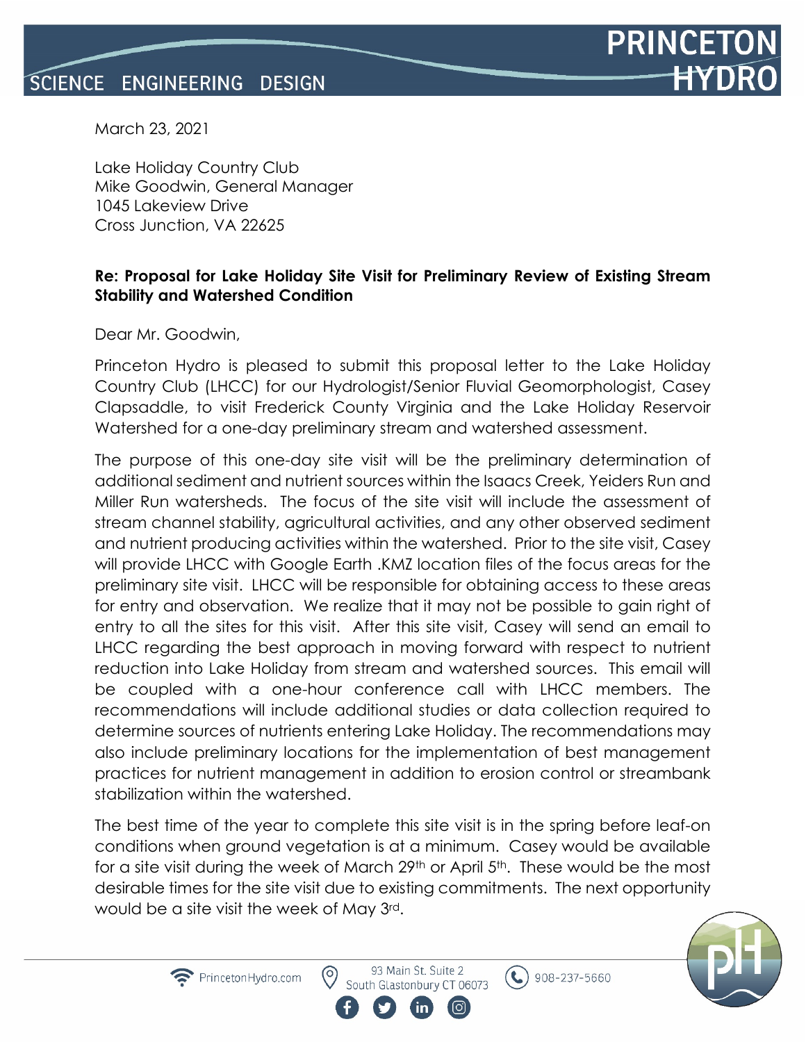March 23, 2021

Lake Holiday Country Club
Mike Goodwin, General Manager
1045 Lakeview Drive
Cross Junction, VA 22625

**Re: Proposal for Lake Holiday Site Visit for Preliminary Review of Existing Stream Stability and Watershed Condition**

Dear Mr. Goodwin,

Princeton Hydro is pleased to submit this proposal letter to the Lake Holiday Country Club (LHCC) for our Hydrologist/Senior Fluvial Geomorphologist, Casey Clapsaddle, to visit Frederick County Virginia and the Lake Holiday Reservoir Watershed for a one-day preliminary stream and watershed assessment.

The purpose of this one-day site visit will be the preliminary determination of additional sediment and nutrient sources within the Isaacs Creek, Yeiders Run and Miller Run watersheds. The focus of the site visit will include the assessment of stream channel stability, agricultural activities, and any other observed sediment and nutrient producing activities within the watershed. Prior to the site visit, Casey will provide LHCC with Google Earth .KMZ location files of the focus areas for the preliminary site visit. LHCC will be responsible for obtaining access to these areas for entry and observation. We realize that it may not be possible to gain right of entry to all the sites for this visit. After this site visit, Casey will send an email to LHCC regarding the best approach in moving forward with respect to nutrient reduction into Lake Holiday from stream and watershed sources. This email will be coupled with a one-hour conference call with LHCC members. The recommendations will include additional studies or data collection required to determine sources of nutrients entering Lake Holiday. The recommendations may also include preliminary locations for the implementation of best management practices for nutrient management in addition to erosion control or streambank stabilization within the watershed.

The best time of the year to complete this site visit is in the spring before leaf-on conditions when ground vegetation is at a minimum. Casey would be available for a site visit during the week of March 29th or April 5th. These would be the most desirable times for the site visit due to existing commitments. The next opportunity would be a site visit the week of May 3rd.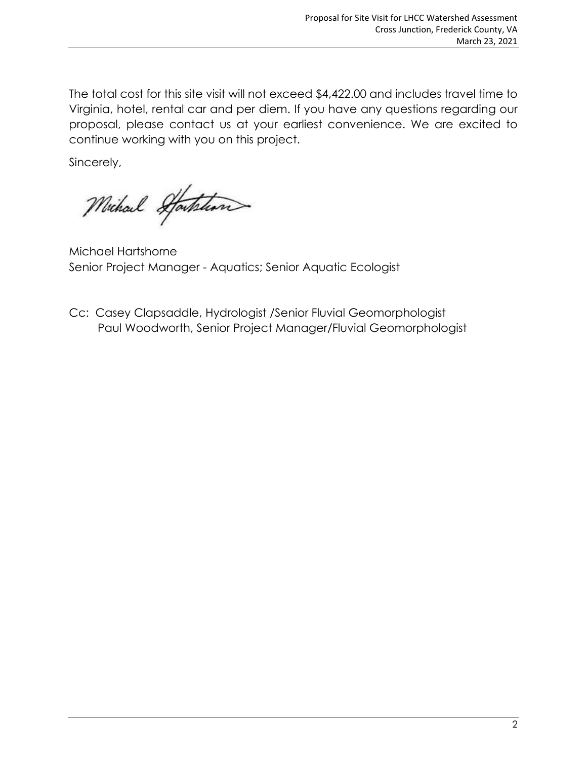The total cost for this site visit will not exceed $4,422.00 and includes travel time to Virginia, hotel, rental car and per diem. If you have any questions regarding our proposal, please contact us at your earliest convenience. We are excited to continue working with you on this project.

Sincerely,

Michael Hartshorne
Senior Project Manager - Aquatics; Senior Aquatic Ecologist

Cc: Casey Clapsaddle, Hydrologist /Senior Fluvial Geomorphologist
Paul Woodworth, Senior Project Manager/Fluvial Geomorphologist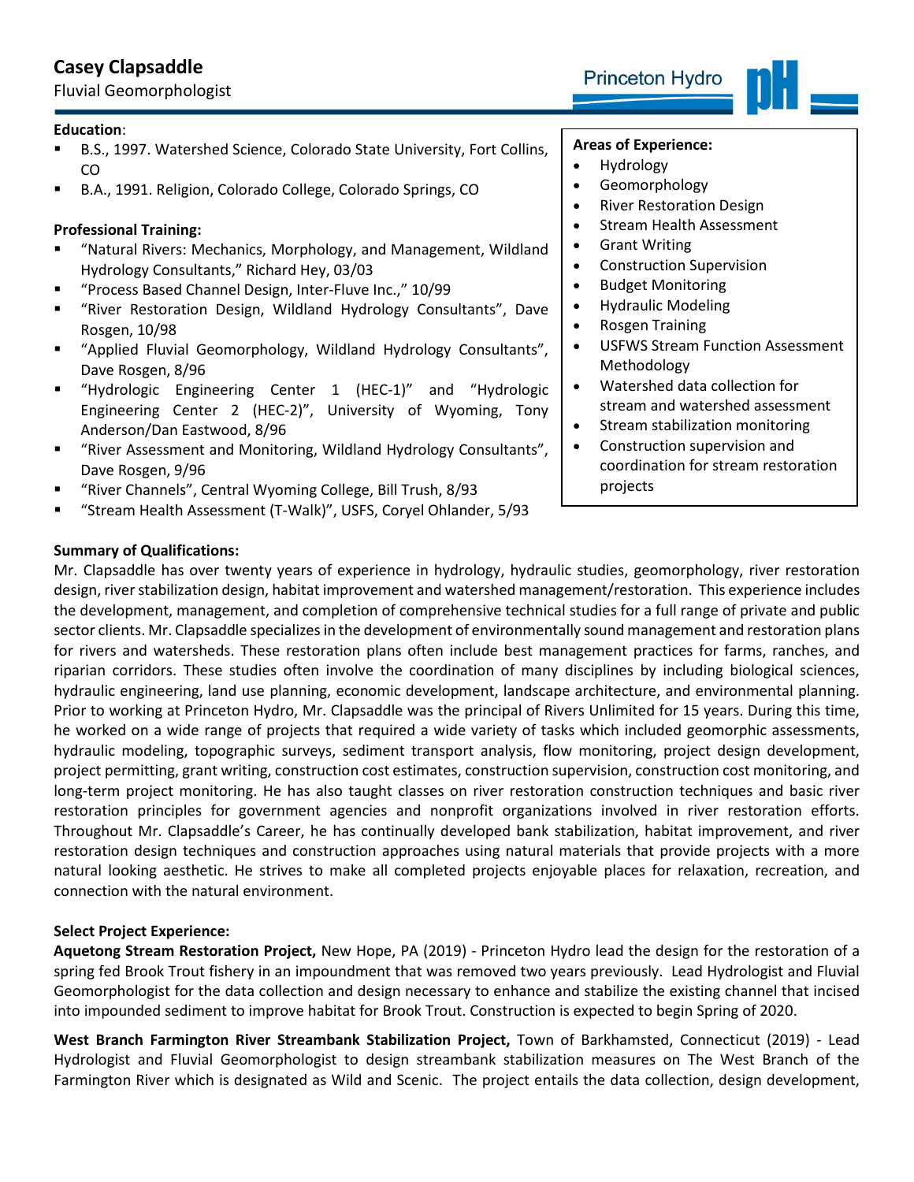# Casey Clapsaddle

Fluvial Geomorphologist

**Education**:

- B.S., 1997. Watershed Science, Colorado State University, Fort Collins, CO
- B.A., 1991. Religion, Colorado College, Colorado Springs, CO

**Professional Training:**

- "Natural Rivers: Mechanics, Morphology, and Management, Wildland Hydrology Consultants," Richard Hey, 03/03
- "Process Based Channel Design, Inter-Fluve Inc.," 10/99
- "River Restoration Design, Wildland Hydrology Consultants", Dave Rosgen, 10/98
- "Applied Fluvial Geomorphology, Wildland Hydrology Consultants", Dave Rosgen, 8/96
- "Hydrologic Engineering Center 1 (HEC-1)" and "Hydrologic Engineering Center 2 (HEC-2)", University of Wyoming, Tony Anderson/Dan Eastwood, 8/96
- "River Assessment and Monitoring, Wildland Hydrology Consultants", Dave Rosgen, 9/96
- "River Channels", Central Wyoming College, Bill Trush, 8/93
- "Stream Health Assessment (T-Walk)", USFS, Coryel Ohlander, 5/93

**Areas of Experience:**

- Hydrology
- Geomorphology
- River Restoration Design
- Stream Health Assessment
- Grant Writing
- Construction Supervision
- Budget Monitoring
- Hydraulic Modeling
- Rosgen Training
- USFWS Stream Function Assessment Methodology
- Watershed data collection for stream and watershed assessment
- Stream stabilization monitoring
- Construction supervision and coordination for stream restoration projects

**Summary of Qualifications:**

Mr. Clapsaddle has over twenty years of experience in hydrology, hydraulic studies, geomorphology, river restoration design, river stabilization design, habitat improvement and watershed management/restoration. This experience includes the development, management, and completion of comprehensive technical studies for a full range of private and public sector clients. Mr. Clapsaddle specializes in the development of environmentally sound management and restoration plans for rivers and watersheds. These restoration plans often include best management practices for farms, ranches, and riparian corridors. These studies often involve the coordination of many disciplines by including biological sciences, hydraulic engineering, land use planning, economic development, landscape architecture, and environmental planning. Prior to working at Princeton Hydro, Mr. Clapsaddle was the principal of Rivers Unlimited for 15 years. During this time, he worked on a wide range of projects that required a wide variety of tasks which included geomorphic assessments, hydraulic modeling, topographic surveys, sediment transport analysis, flow monitoring, project design development, project permitting, grant writing, construction cost estimates, construction supervision, construction cost monitoring, and long-term project monitoring. He has also taught classes on river restoration construction techniques and basic river restoration principles for government agencies and nonprofit organizations involved in river restoration efforts. Throughout Mr. Clapsaddle's Career, he has continually developed bank stabilization, habitat improvement, and river restoration design techniques and construction approaches using natural materials that provide projects with a more natural looking aesthetic. He strives to make all completed projects enjoyable places for relaxation, recreation, and connection with the natural environment.

**Select Project Experience:**

**Aquetong Stream Restoration Project,** New Hope, PA (2019) - Princeton Hydro lead the design for the restoration of a spring fed Brook Trout fishery in an impoundment that was removed two years previously. Lead Hydrologist and Fluvial Geomorphologist for the data collection and design necessary to enhance and stabilize the existing channel that incised into impounded sediment to improve habitat for Brook Trout. Construction is expected to begin Spring of 2020.

**West Branch Farmington River Streambank Stabilization Project,** Town of Barkhamsted, Connecticut (2019) - Lead Hydrologist and Fluvial Geomorphologist to design streambank stabilization measures on The West Branch of the Farmington River which is designated as Wild and Scenic. The project entails the data collection, design development,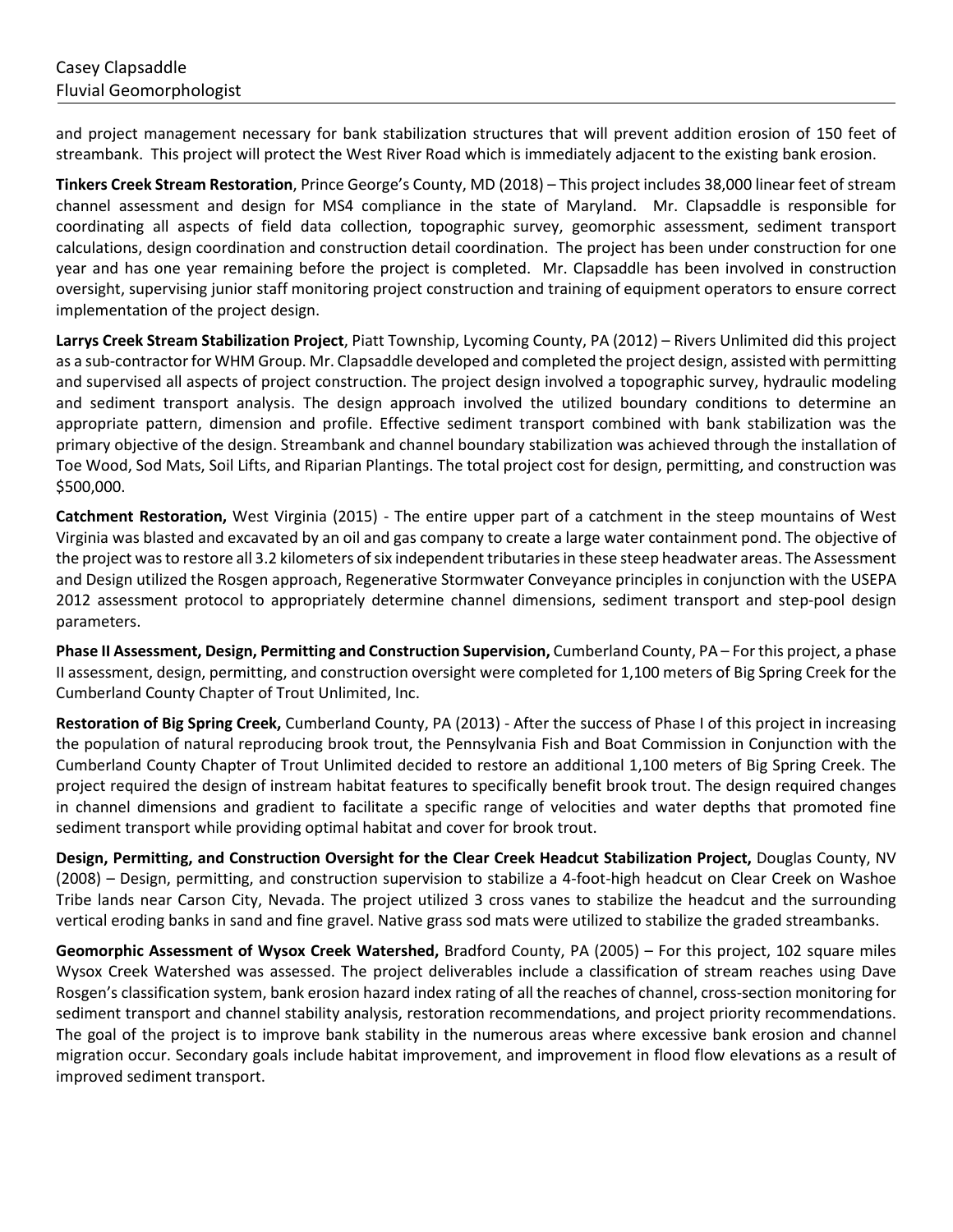and project management necessary for bank stabilization structures that will prevent addition erosion of 150 feet of streambank. This project will protect the West River Road which is immediately adjacent to the existing bank erosion.

**Tinkers Creek Stream Restoration**, Prince George's County, MD (2018) – This project includes 38,000 linear feet of stream channel assessment and design for MS4 compliance in the state of Maryland. Mr. Clapsaddle is responsible for coordinating all aspects of field data collection, topographic survey, geomorphic assessment, sediment transport calculations, design coordination and construction detail coordination. The project has been under construction for one year and has one year remaining before the project is completed. Mr. Clapsaddle has been involved in construction oversight, supervising junior staff monitoring project construction and training of equipment operators to ensure correct implementation of the project design.

**Larrys Creek Stream Stabilization Project**, Piatt Township, Lycoming County, PA (2012) – Rivers Unlimited did this project as a sub-contractor for WHM Group. Mr. Clapsaddle developed and completed the project design, assisted with permitting and supervised all aspects of project construction. The project design involved a topographic survey, hydraulic modeling and sediment transport analysis. The design approach involved the utilized boundary conditions to determine an appropriate pattern, dimension and profile. Effective sediment transport combined with bank stabilization was the primary objective of the design. Streambank and channel boundary stabilization was achieved through the installation of Toe Wood, Sod Mats, Soil Lifts, and Riparian Plantings. The total project cost for design, permitting, and construction was $500,000.

**Catchment Restoration,** West Virginia (2015) - The entire upper part of a catchment in the steep mountains of West Virginia was blasted and excavated by an oil and gas company to create a large water containment pond. The objective of the project was to restore all 3.2 kilometers of six independent tributaries in these steep headwater areas. The Assessment and Design utilized the Rosgen approach, Regenerative Stormwater Conveyance principles in conjunction with the USEPA 2012 assessment protocol to appropriately determine channel dimensions, sediment transport and step-pool design parameters.

**Phase II Assessment, Design, Permitting and Construction Supervision,** Cumberland County, PA – For this project, a phase II assessment, design, permitting, and construction oversight were completed for 1,100 meters of Big Spring Creek for the Cumberland County Chapter of Trout Unlimited, Inc.

**Restoration of Big Spring Creek,** Cumberland County, PA (2013) - After the success of Phase I of this project in increasing the population of natural reproducing brook trout, the Pennsylvania Fish and Boat Commission in Conjunction with the Cumberland County Chapter of Trout Unlimited decided to restore an additional 1,100 meters of Big Spring Creek. The project required the design of instream habitat features to specifically benefit brook trout. The design required changes in channel dimensions and gradient to facilitate a specific range of velocities and water depths that promoted fine sediment transport while providing optimal habitat and cover for brook trout.

**Design, Permitting, and Construction Oversight for the Clear Creek Headcut Stabilization Project,** Douglas County, NV (2008) – Design, permitting, and construction supervision to stabilize a 4-foot-high headcut on Clear Creek on Washoe Tribe lands near Carson City, Nevada. The project utilized 3 cross vanes to stabilize the headcut and the surrounding vertical eroding banks in sand and fine gravel. Native grass sod mats were utilized to stabilize the graded streambanks.

**Geomorphic Assessment of Wysox Creek Watershed,** Bradford County, PA (2005) – For this project, 102 square miles Wysox Creek Watershed was assessed. The project deliverables include a classification of stream reaches using Dave Rosgen's classification system, bank erosion hazard index rating of all the reaches of channel, cross-section monitoring for sediment transport and channel stability analysis, restoration recommendations, and project priority recommendations. The goal of the project is to improve bank stability in the numerous areas where excessive bank erosion and channel migration occur. Secondary goals include habitat improvement, and improvement in flood flow elevations as a result of improved sediment transport.